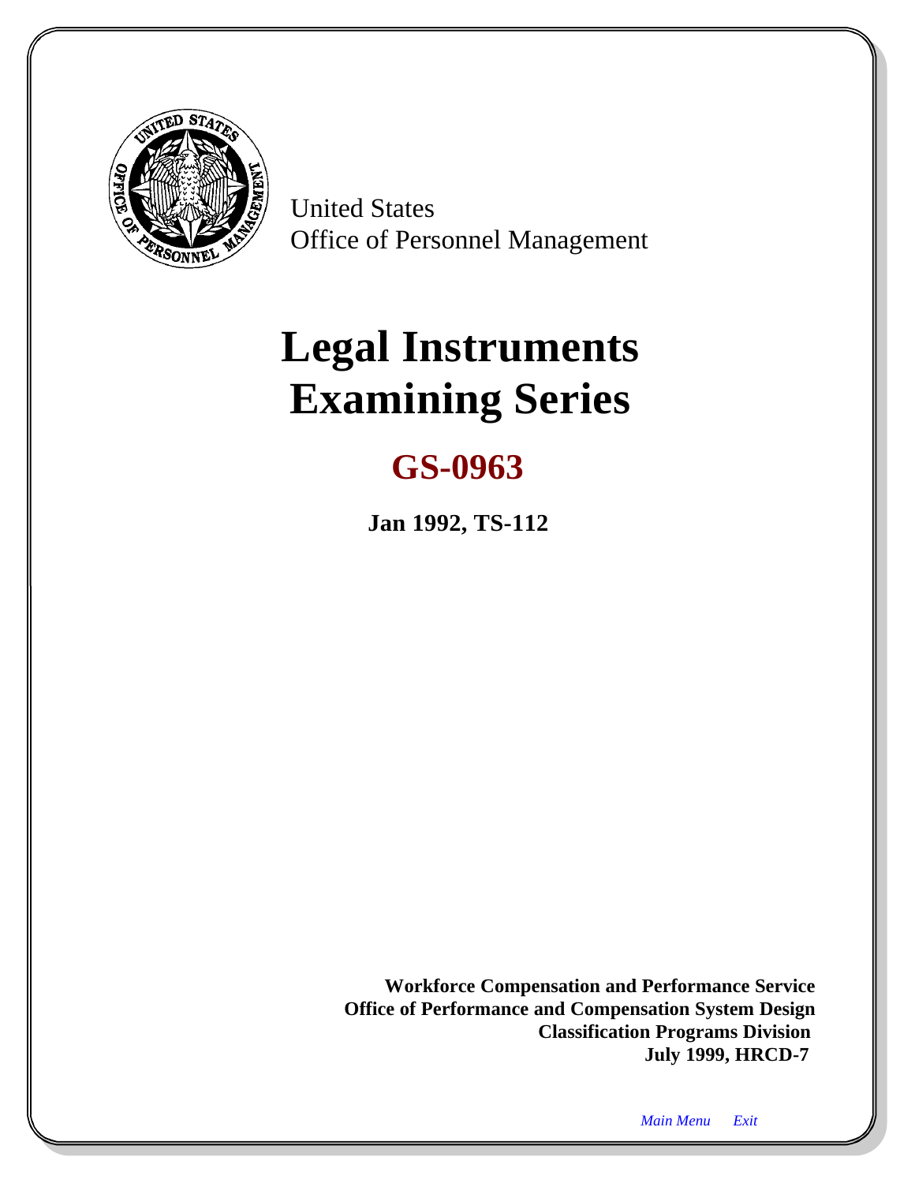United States
Office of Personnel Management

# Legal Instruments Examining Series

## GS-0963

**Jan 1992, TS-112**

**Workforce Compensation and Performance Service**
**Office of Performance and Compensation System Design**
**Classification Programs Division**
**July 1999, HRCD-7**

*Main Menu* *Exit*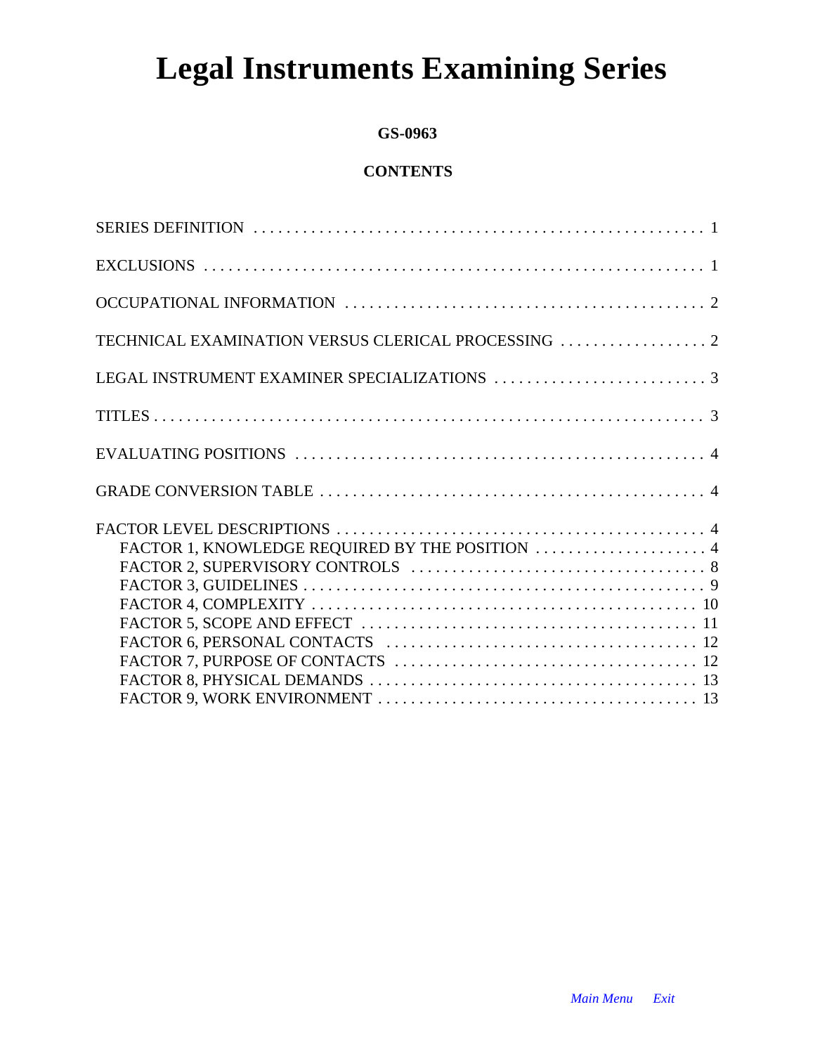# Legal Instruments Examining Series

**GS-0963**

**CONTENTS**

SERIES DEFINITION . . . . . . . . . . . . . . . . . . . . . . . . . . . . . . . . . . . . . . . . . . . . . . . . . . . . . . 1

EXCLUSIONS . . . . . . . . . . . . . . . . . . . . . . . . . . . . . . . . . . . . . . . . . . . . . . . . . . . . . . . . . . . . 1

OCCUPATIONAL INFORMATION . . . . . . . . . . . . . . . . . . . . . . . . . . . . . . . . . . . . . . . . . . . 2

TECHNICAL EXAMINATION VERSUS CLERICAL PROCESSING . . . . . . . . . . . . . . . . . . 2

LEGAL INSTRUMENT EXAMINER SPECIALIZATIONS . . . . . . . . . . . . . . . . . . . . . . . . . . 3

TITLES . . . . . . . . . . . . . . . . . . . . . . . . . . . . . . . . . . . . . . . . . . . . . . . . . . . . . . . . . . . . . . . . . 3

EVALUATING POSITIONS . . . . . . . . . . . . . . . . . . . . . . . . . . . . . . . . . . . . . . . . . . . . . . . . . 4

GRADE CONVERSION TABLE . . . . . . . . . . . . . . . . . . . . . . . . . . . . . . . . . . . . . . . . . . . . . . 4

FACTOR LEVEL DESCRIPTIONS . . . . . . . . . . . . . . . . . . . . . . . . . . . . . . . . . . . . . . . . . . . . 4
- FACTOR 1, KNOWLEDGE REQUIRED BY THE POSITION . . . . . . . . . . . . . . . . . . . . . 4
- FACTOR 2, SUPERVISORY CONTROLS . . . . . . . . . . . . . . . . . . . . . . . . . . . . . . . . . . . . 8
- FACTOR 3, GUIDELINES . . . . . . . . . . . . . . . . . . . . . . . . . . . . . . . . . . . . . . . . . . . . . . . . . 9
- FACTOR 4, COMPLEXITY . . . . . . . . . . . . . . . . . . . . . . . . . . . . . . . . . . . . . . . . . . . . . . . 10
- FACTOR 5, SCOPE AND EFFECT . . . . . . . . . . . . . . . . . . . . . . . . . . . . . . . . . . . . . . . . . 11
- FACTOR 6, PERSONAL CONTACTS . . . . . . . . . . . . . . . . . . . . . . . . . . . . . . . . . . . . . . 12
- FACTOR 7, PURPOSE OF CONTACTS . . . . . . . . . . . . . . . . . . . . . . . . . . . . . . . . . . . . . 12
- FACTOR 8, PHYSICAL DEMANDS . . . . . . . . . . . . . . . . . . . . . . . . . . . . . . . . . . . . . . . . 13
- FACTOR 9, WORK ENVIRONMENT . . . . . . . . . . . . . . . . . . . . . . . . . . . . . . . . . . . . . . . 13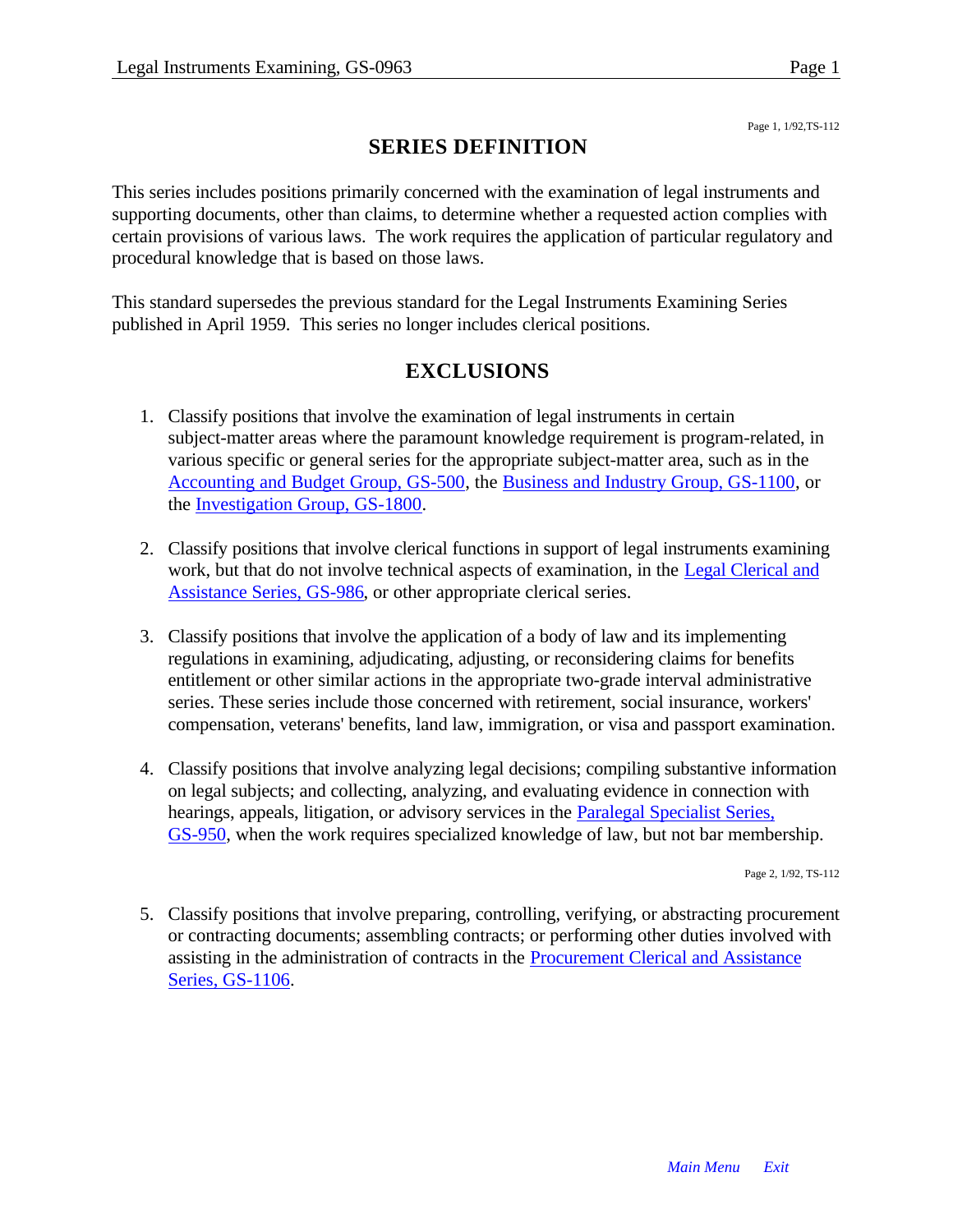## SERIES DEFINITION

This series includes positions primarily concerned with the examination of legal instruments and supporting documents, other than claims, to determine whether a requested action complies with certain provisions of various laws. The work requires the application of particular regulatory and procedural knowledge that is based on those laws.

This standard supersedes the previous standard for the Legal Instruments Examining Series published in April 1959. This series no longer includes clerical positions.

## EXCLUSIONS

1. Classify positions that involve the examination of legal instruments in certain subject-matter areas where the paramount knowledge requirement is program-related, in various specific or general series for the appropriate subject-matter area, such as in the Accounting and Budget Group, GS-500, the Business and Industry Group, GS-1100, or the Investigation Group, GS-1800.

2. Classify positions that involve clerical functions in support of legal instruments examining work, but that do not involve technical aspects of examination, in the Legal Clerical and Assistance Series, GS-986, or other appropriate clerical series.

3. Classify positions that involve the application of a body of law and its implementing regulations in examining, adjudicating, adjusting, or reconsidering claims for benefits entitlement or other similar actions in the appropriate two-grade interval administrative series. These series include those concerned with retirement, social insurance, workers' compensation, veterans' benefits, land law, immigration, or visa and passport examination.

4. Classify positions that involve analyzing legal decisions; compiling substantive information on legal subjects; and collecting, analyzing, and evaluating evidence in connection with hearings, appeals, litigation, or advisory services in the Paralegal Specialist Series, GS-950, when the work requires specialized knowledge of law, but not bar membership.

5. Classify positions that involve preparing, controlling, verifying, or abstracting procurement or contracting documents; assembling contracts; or performing other duties involved with assisting in the administration of contracts in the Procurement Clerical and Assistance Series, GS-1106.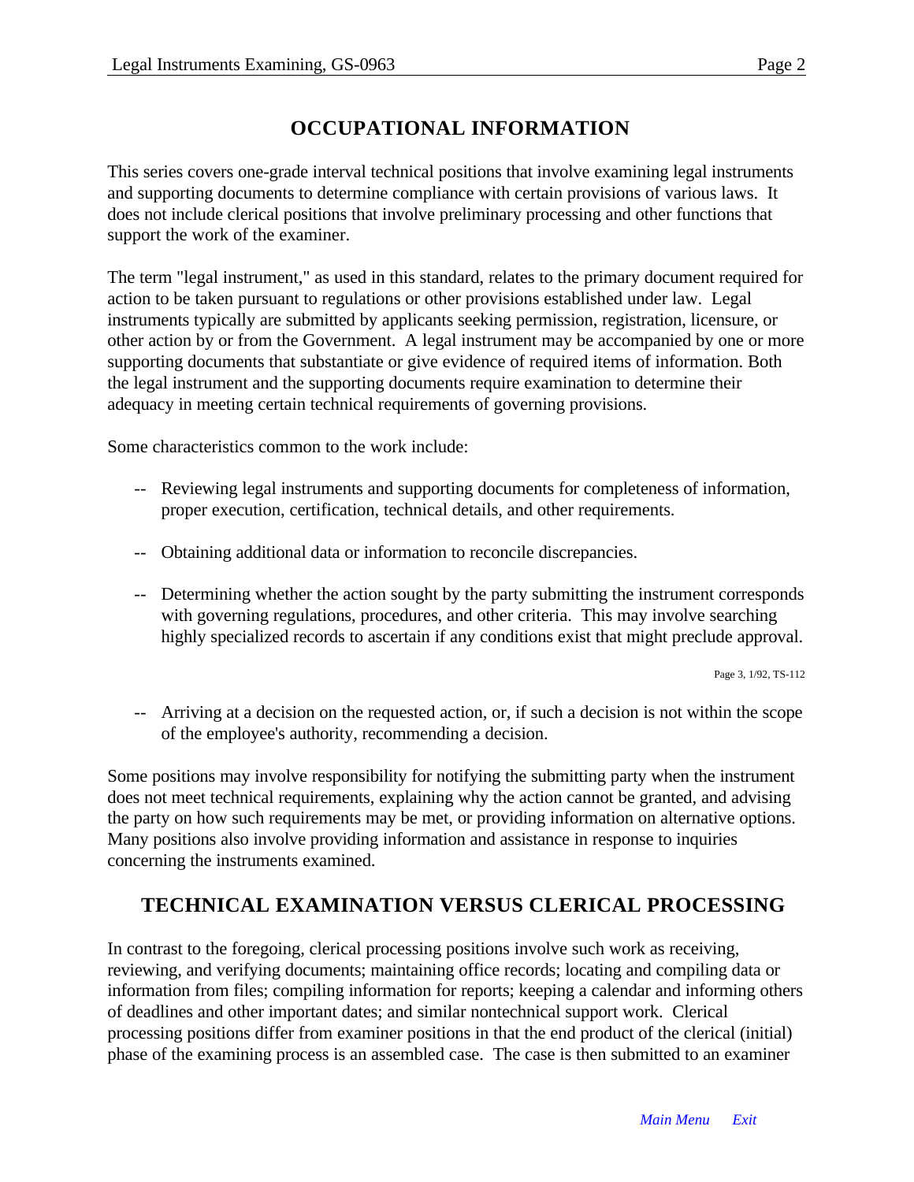## OCCUPATIONAL INFORMATION

This series covers one-grade interval technical positions that involve examining legal instruments and supporting documents to determine compliance with certain provisions of various laws. It does not include clerical positions that involve preliminary processing and other functions that support the work of the examiner.

The term "legal instrument," as used in this standard, relates to the primary document required for action to be taken pursuant to regulations or other provisions established under law. Legal instruments typically are submitted by applicants seeking permission, registration, licensure, or other action by or from the Government. A legal instrument may be accompanied by one or more supporting documents that substantiate or give evidence of required items of information. Both the legal instrument and the supporting documents require examination to determine their adequacy in meeting certain technical requirements of governing provisions.

Some characteristics common to the work include:

- Reviewing legal instruments and supporting documents for completeness of information, proper execution, certification, technical details, and other requirements.
- Obtaining additional data or information to reconcile discrepancies.
- Determining whether the action sought by the party submitting the instrument corresponds with governing regulations, procedures, and other criteria. This may involve searching highly specialized records to ascertain if any conditions exist that might preclude approval.
- Arriving at a decision on the requested action, or, if such a decision is not within the scope of the employee's authority, recommending a decision.

Some positions may involve responsibility for notifying the submitting party when the instrument does not meet technical requirements, explaining why the action cannot be granted, and advising the party on how such requirements may be met, or providing information on alternative options. Many positions also involve providing information and assistance in response to inquiries concerning the instruments examined.

## TECHNICAL EXAMINATION VERSUS CLERICAL PROCESSING

In contrast to the foregoing, clerical processing positions involve such work as receiving, reviewing, and verifying documents; maintaining office records; locating and compiling data or information from files; compiling information for reports; keeping a calendar and informing others of deadlines and other important dates; and similar nontechnical support work. Clerical processing positions differ from examiner positions in that the end product of the clerical (initial) phase of the examining process is an assembled case. The case is then submitted to an examiner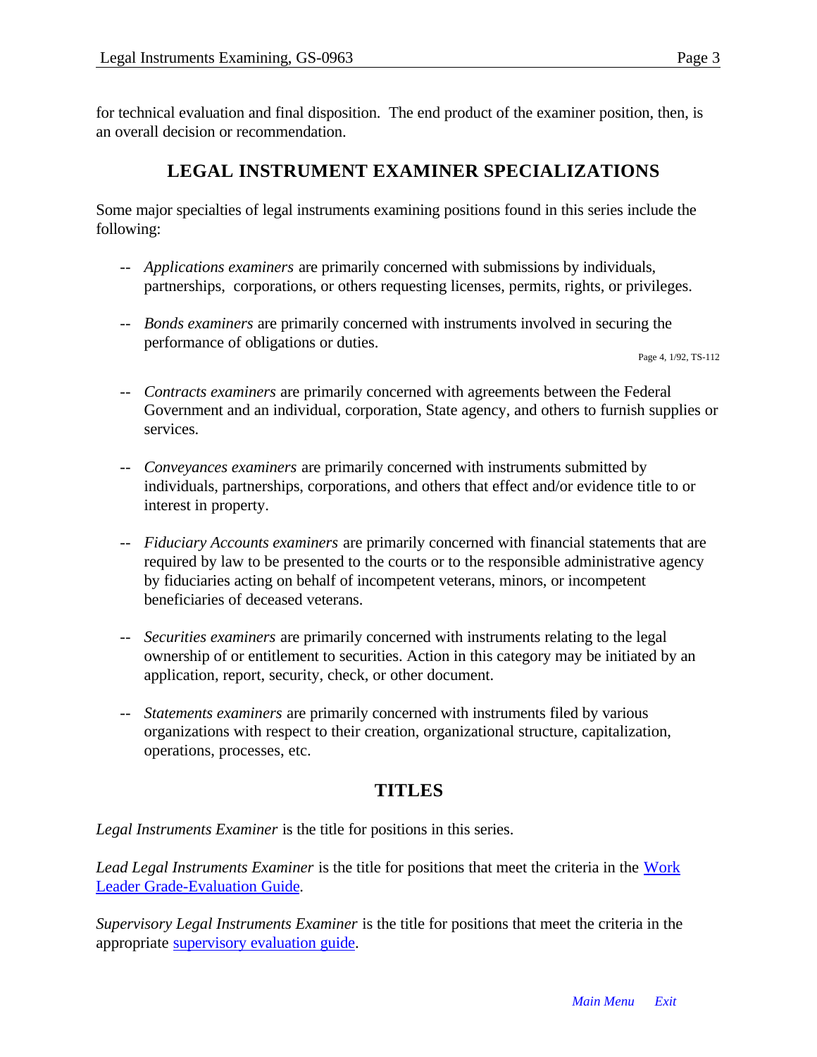for technical evaluation and final disposition. The end product of the examiner position, then, is an overall decision or recommendation.

## LEGAL INSTRUMENT EXAMINER SPECIALIZATIONS

Some major specialties of legal instruments examining positions found in this series include the following:

- *Applications examiners* are primarily concerned with submissions by individuals, partnerships, corporations, or others requesting licenses, permits, rights, or privileges.

- *Bonds examiners* are primarily concerned with instruments involved in securing the performance of obligations or duties.

Page 4, 1/92, TS-112

- *Contracts examiners* are primarily concerned with agreements between the Federal Government and an individual, corporation, State agency, and others to furnish supplies or services.

- *Conveyances examiners* are primarily concerned with instruments submitted by individuals, partnerships, corporations, and others that effect and/or evidence title to or interest in property.

- *Fiduciary Accounts examiners* are primarily concerned with financial statements that are required by law to be presented to the courts or to the responsible administrative agency by fiduciaries acting on behalf of incompetent veterans, minors, or incompetent beneficiaries of deceased veterans.

- *Securities examiners* are primarily concerned with instruments relating to the legal ownership of or entitlement to securities. Action in this category may be initiated by an application, report, security, check, or other document.

- *Statements examiners* are primarily concerned with instruments filed by various organizations with respect to their creation, organizational structure, capitalization, operations, processes, etc.

## TITLES

*Legal Instruments Examiner* is the title for positions in this series.

*Lead Legal Instruments Examiner* is the title for positions that meet the criteria in the Work Leader Grade-Evaluation Guide.

*Supervisory Legal Instruments Examiner* is the title for positions that meet the criteria in the appropriate supervisory evaluation guide.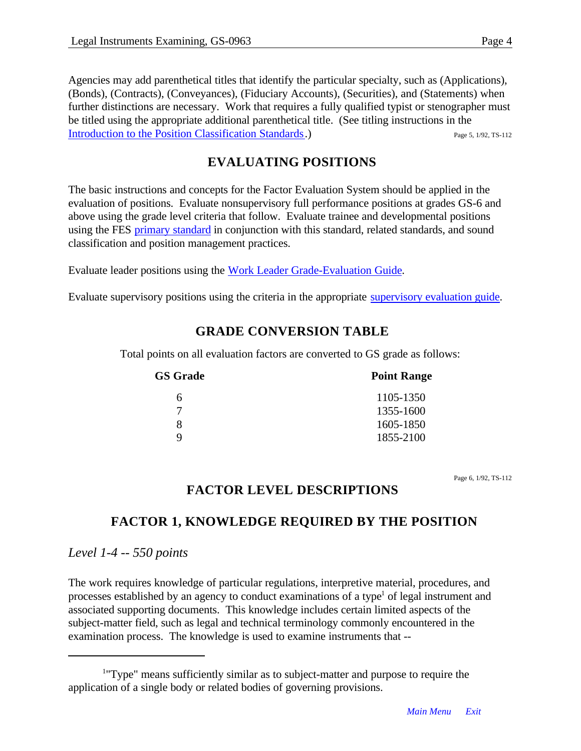Agencies may add parenthetical titles that identify the particular specialty, such as (Applications), (Bonds), (Contracts), (Conveyances), (Fiduciary Accounts), (Securities), and (Statements) when further distinctions are necessary. Work that requires a fully qualified typist or stenographer must be titled using the appropriate additional parenthetical title. (See titling instructions in the Introduction to the Position Classification Standards.) Page 5, 1/92, TS-112

## EVALUATING POSITIONS

The basic instructions and concepts for the Factor Evaluation System should be applied in the evaluation of positions. Evaluate nonsupervisory full performance positions at grades GS-6 and above using the grade level criteria that follow. Evaluate trainee and developmental positions using the FES primary standard in conjunction with this standard, related standards, and sound classification and position management practices.

Evaluate leader positions using the Work Leader Grade-Evaluation Guide.

Evaluate supervisory positions using the criteria in the appropriate supervisory evaluation guide.

## GRADE CONVERSION TABLE

Total points on all evaluation factors are converted to GS grade as follows:

| GS Grade | Point Range |
|---|---|
| 6 | 1105-1350 |
| 7 | 1355-1600 |
| 8 | 1605-1850 |
| 9 | 1855-2100 |

Page 6, 1/92, TS-112

## FACTOR LEVEL DESCRIPTIONS

## FACTOR 1, KNOWLEDGE REQUIRED BY THE POSITION

*Level 1-4 -- 550 points*

The work requires knowledge of particular regulations, interpretive material, procedures, and processes established by an agency to conduct examinations of a type[1] of legal instrument and associated supporting documents. This knowledge includes certain limited aspects of the subject-matter field, such as legal and technical terminology commonly encountered in the examination process. The knowledge is used to examine instruments that --

---

[1]"Type" means sufficiently similar as to subject-matter and purpose to require the application of a single body or related bodies of governing provisions.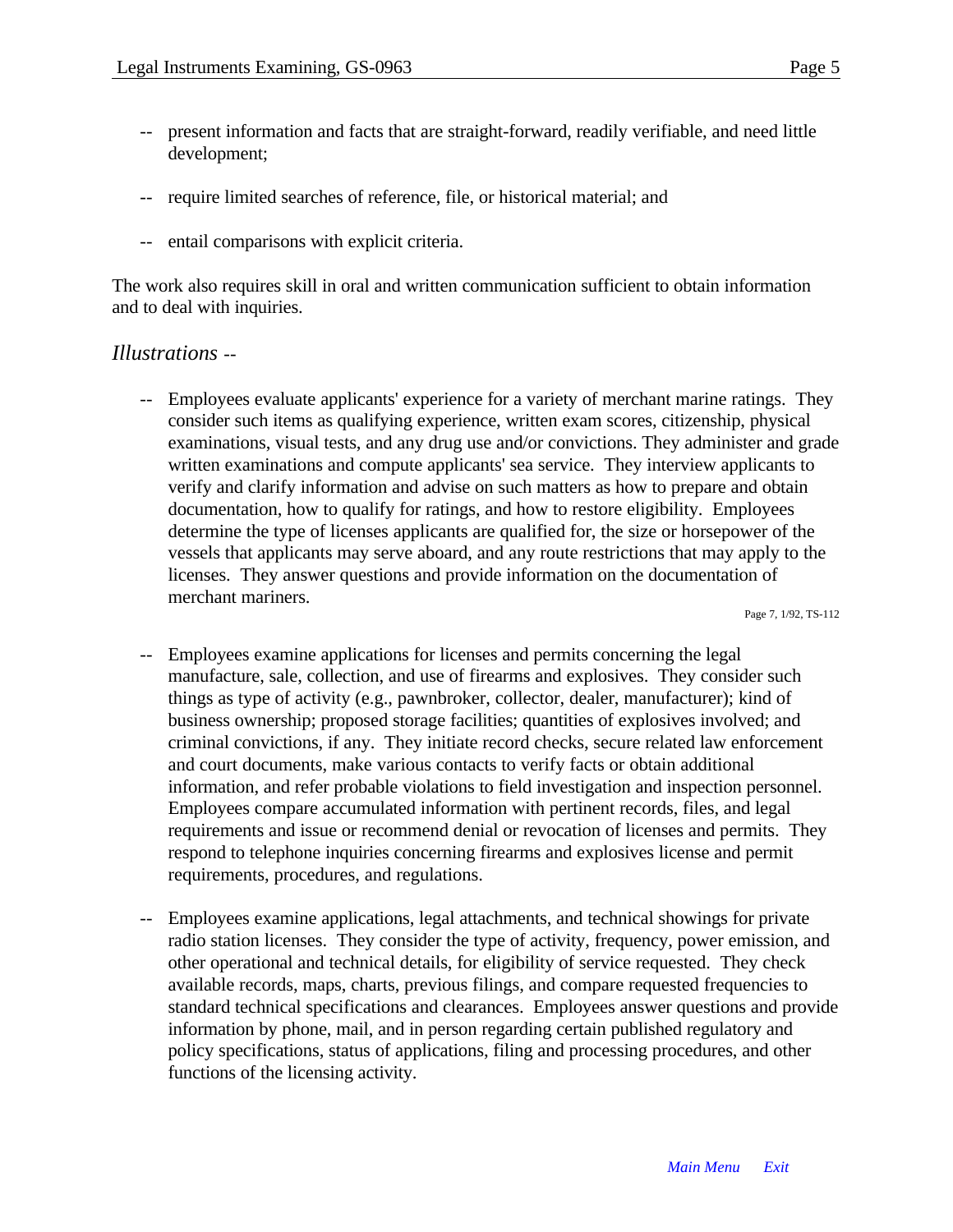- present information and facts that are straight-forward, readily verifiable, and need little development;
- require limited searches of reference, file, or historical material; and
- entail comparisons with explicit criteria.

The work also requires skill in oral and written communication sufficient to obtain information and to deal with inquiries.

*Illustrations* --

- Employees evaluate applicants' experience for a variety of merchant marine ratings. They consider such items as qualifying experience, written exam scores, citizenship, physical examinations, visual tests, and any drug use and/or convictions. They administer and grade written examinations and compute applicants' sea service. They interview applicants to verify and clarify information and advise on such matters as how to prepare and obtain documentation, how to qualify for ratings, and how to restore eligibility. Employees determine the type of licenses applicants are qualified for, the size or horsepower of the vessels that applicants may serve aboard, and any route restrictions that may apply to the licenses. They answer questions and provide information on the documentation of merchant mariners.

Page 7, 1/92, TS-112

- Employees examine applications for licenses and permits concerning the legal manufacture, sale, collection, and use of firearms and explosives. They consider such things as type of activity (e.g., pawnbroker, collector, dealer, manufacturer); kind of business ownership; proposed storage facilities; quantities of explosives involved; and criminal convictions, if any. They initiate record checks, secure related law enforcement and court documents, make various contacts to verify facts or obtain additional information, and refer probable violations to field investigation and inspection personnel. Employees compare accumulated information with pertinent records, files, and legal requirements and issue or recommend denial or revocation of licenses and permits. They respond to telephone inquiries concerning firearms and explosives license and permit requirements, procedures, and regulations.
- Employees examine applications, legal attachments, and technical showings for private radio station licenses. They consider the type of activity, frequency, power emission, and other operational and technical details, for eligibility of service requested. They check available records, maps, charts, previous filings, and compare requested frequencies to standard technical specifications and clearances. Employees answer questions and provide information by phone, mail, and in person regarding certain published regulatory and policy specifications, status of applications, filing and processing procedures, and other functions of the licensing activity.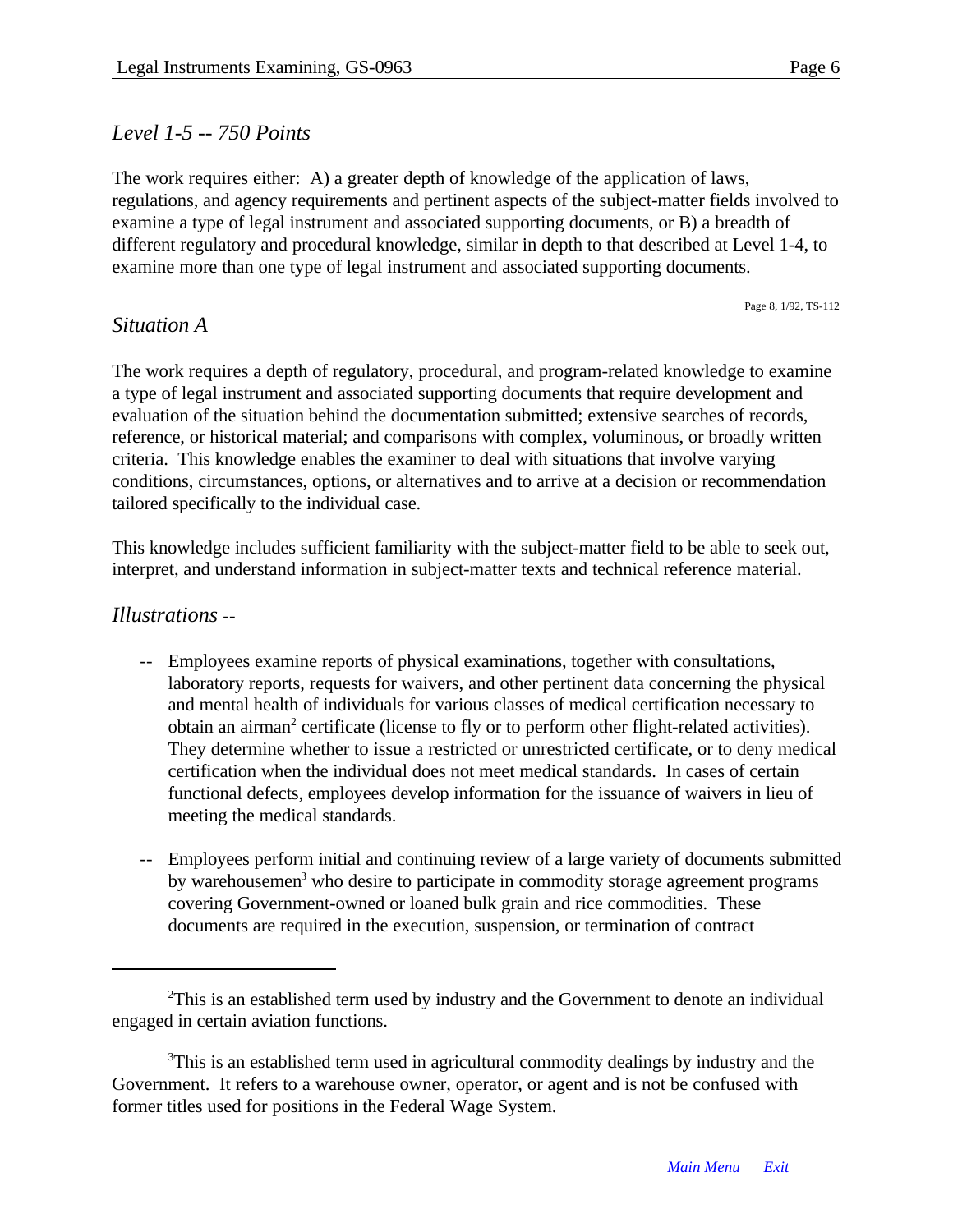*Level 1-5 -- 750 Points*

The work requires either: A) a greater depth of knowledge of the application of laws, regulations, and agency requirements and pertinent aspects of the subject-matter fields involved to examine a type of legal instrument and associated supporting documents, or B) a breadth of different regulatory and procedural knowledge, similar in depth to that described at Level 1-4, to examine more than one type of legal instrument and associated supporting documents.

Page 8, 1/92, TS-112

*Situation A*

The work requires a depth of regulatory, procedural, and program-related knowledge to examine a type of legal instrument and associated supporting documents that require development and evaluation of the situation behind the documentation submitted; extensive searches of records, reference, or historical material; and comparisons with complex, voluminous, or broadly written criteria. This knowledge enables the examiner to deal with situations that involve varying conditions, circumstances, options, or alternatives and to arrive at a decision or recommendation tailored specifically to the individual case.

This knowledge includes sufficient familiarity with the subject-matter field to be able to seek out, interpret, and understand information in subject-matter texts and technical reference material.

*Illustrations* --

-- Employees examine reports of physical examinations, together with consultations, laboratory reports, requests for waivers, and other pertinent data concerning the physical and mental health of individuals for various classes of medical certification necessary to obtain an airman[2] certificate (license to fly or to perform other flight-related activities). They determine whether to issue a restricted or unrestricted certificate, or to deny medical certification when the individual does not meet medical standards. In cases of certain functional defects, employees develop information for the issuance of waivers in lieu of meeting the medical standards.

-- Employees perform initial and continuing review of a large variety of documents submitted by warehousemen[3] who desire to participate in commodity storage agreement programs covering Government-owned or loaned bulk grain and rice commodities. These documents are required in the execution, suspension, or termination of contract

---

[2]This is an established term used by industry and the Government to denote an individual engaged in certain aviation functions.

[3]This is an established term used in agricultural commodity dealings by industry and the Government. It refers to a warehouse owner, operator, or agent and is not be confused with former titles used for positions in the Federal Wage System.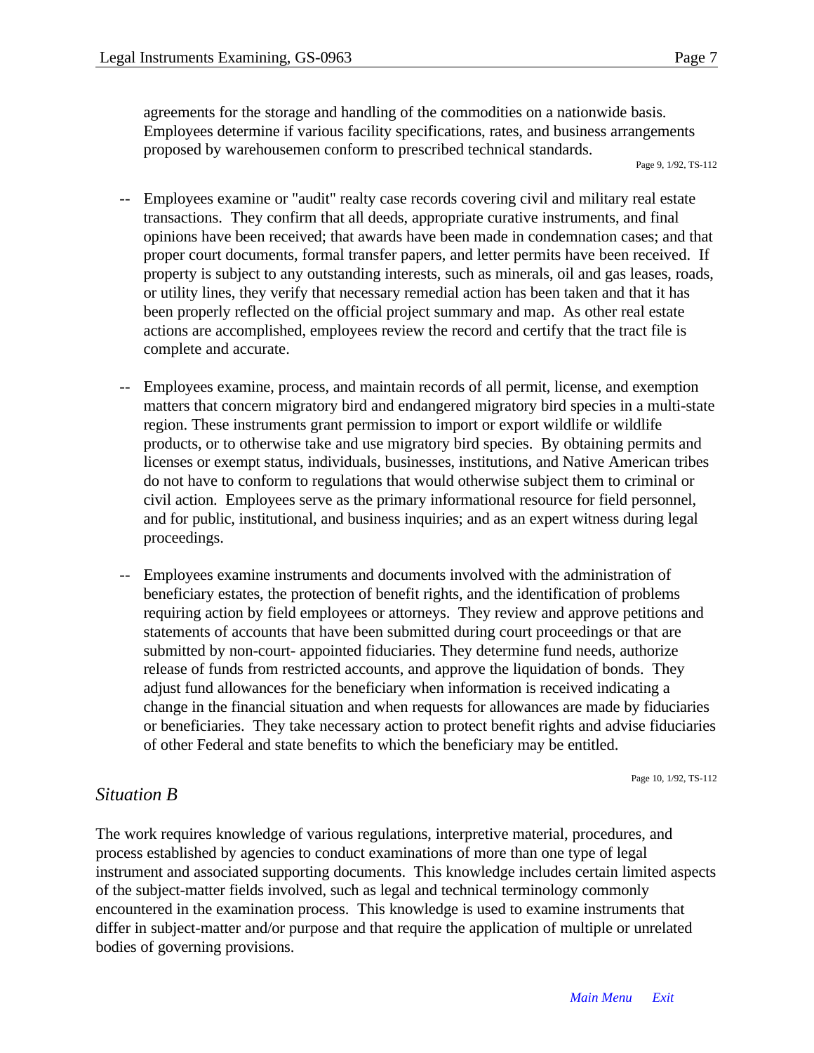agreements for the storage and handling of the commodities on a nationwide basis. Employees determine if various facility specifications, rates, and business arrangements proposed by warehousemen conform to prescribed technical standards.

Page 9, 1/92, TS-112

-- Employees examine or "audit" realty case records covering civil and military real estate transactions. They confirm that all deeds, appropriate curative instruments, and final opinions have been received; that awards have been made in condemnation cases; and that proper court documents, formal transfer papers, and letter permits have been received. If property is subject to any outstanding interests, such as minerals, oil and gas leases, roads, or utility lines, they verify that necessary remedial action has been taken and that it has been properly reflected on the official project summary and map. As other real estate actions are accomplished, employees review the record and certify that the tract file is complete and accurate.

-- Employees examine, process, and maintain records of all permit, license, and exemption matters that concern migratory bird and endangered migratory bird species in a multi-state region. These instruments grant permission to import or export wildlife or wildlife products, or to otherwise take and use migratory bird species. By obtaining permits and licenses or exempt status, individuals, businesses, institutions, and Native American tribes do not have to conform to regulations that would otherwise subject them to criminal or civil action. Employees serve as the primary informational resource for field personnel, and for public, institutional, and business inquiries; and as an expert witness during legal proceedings.

-- Employees examine instruments and documents involved with the administration of beneficiary estates, the protection of benefit rights, and the identification of problems requiring action by field employees or attorneys. They review and approve petitions and statements of accounts that have been submitted during court proceedings or that are submitted by non-court- appointed fiduciaries. They determine fund needs, authorize release of funds from restricted accounts, and approve the liquidation of bonds. They adjust fund allowances for the beneficiary when information is received indicating a change in the financial situation and when requests for allowances are made by fiduciaries or beneficiaries. They take necessary action to protect benefit rights and advise fiduciaries of other Federal and state benefits to which the beneficiary may be entitled.

Page 10, 1/92, TS-112

*Situation B*

The work requires knowledge of various regulations, interpretive material, procedures, and process established by agencies to conduct examinations of more than one type of legal instrument and associated supporting documents. This knowledge includes certain limited aspects of the subject-matter fields involved, such as legal and technical terminology commonly encountered in the examination process. This knowledge is used to examine instruments that differ in subject-matter and/or purpose and that require the application of multiple or unrelated bodies of governing provisions.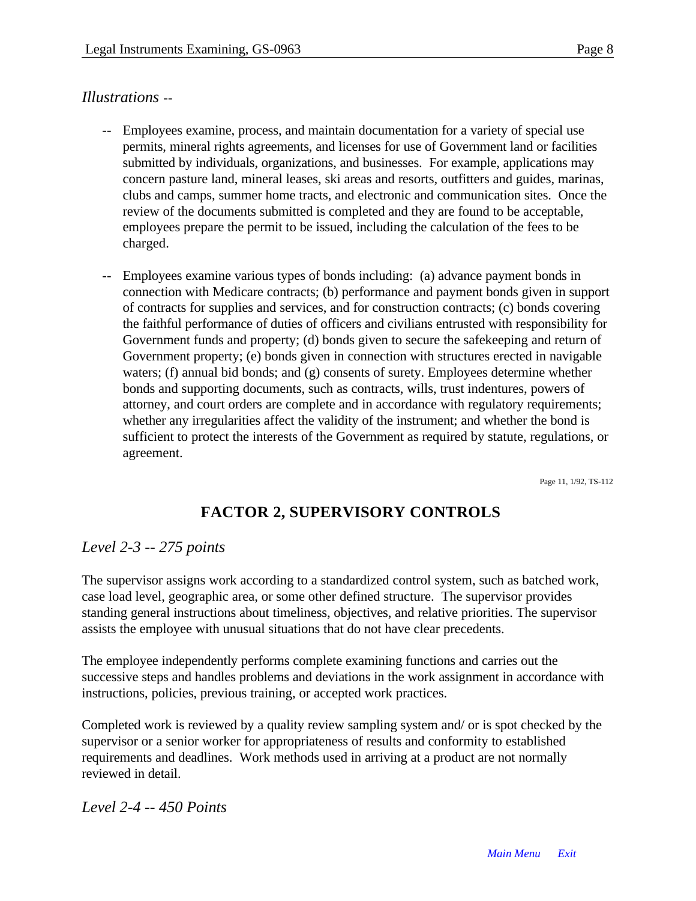*Illustrations --*

-- Employees examine, process, and maintain documentation for a variety of special use permits, mineral rights agreements, and licenses for use of Government land or facilities submitted by individuals, organizations, and businesses. For example, applications may concern pasture land, mineral leases, ski areas and resorts, outfitters and guides, marinas, clubs and camps, summer home tracts, and electronic and communication sites. Once the review of the documents submitted is completed and they are found to be acceptable, employees prepare the permit to be issued, including the calculation of the fees to be charged.

-- Employees examine various types of bonds including: (a) advance payment bonds in connection with Medicare contracts; (b) performance and payment bonds given in support of contracts for supplies and services, and for construction contracts; (c) bonds covering the faithful performance of duties of officers and civilians entrusted with responsibility for Government funds and property; (d) bonds given to secure the safekeeping and return of Government property; (e) bonds given in connection with structures erected in navigable waters; (f) annual bid bonds; and (g) consents of surety. Employees determine whether bonds and supporting documents, such as contracts, wills, trust indentures, powers of attorney, and court orders are complete and in accordance with regulatory requirements; whether any irregularities affect the validity of the instrument; and whether the bond is sufficient to protect the interests of the Government as required by statute, regulations, or agreement.

Page 11, 1/92, TS-112

## FACTOR 2, SUPERVISORY CONTROLS

### *Level 2-3 -- 275 points*

The supervisor assigns work according to a standardized control system, such as batched work, case load level, geographic area, or some other defined structure. The supervisor provides standing general instructions about timeliness, objectives, and relative priorities. The supervisor assists the employee with unusual situations that do not have clear precedents.

The employee independently performs complete examining functions and carries out the successive steps and handles problems and deviations in the work assignment in accordance with instructions, policies, previous training, or accepted work practices.

Completed work is reviewed by a quality review sampling system and/ or is spot checked by the supervisor or a senior worker for appropriateness of results and conformity to established requirements and deadlines. Work methods used in arriving at a product are not normally reviewed in detail.

### *Level 2-4 -- 450 Points*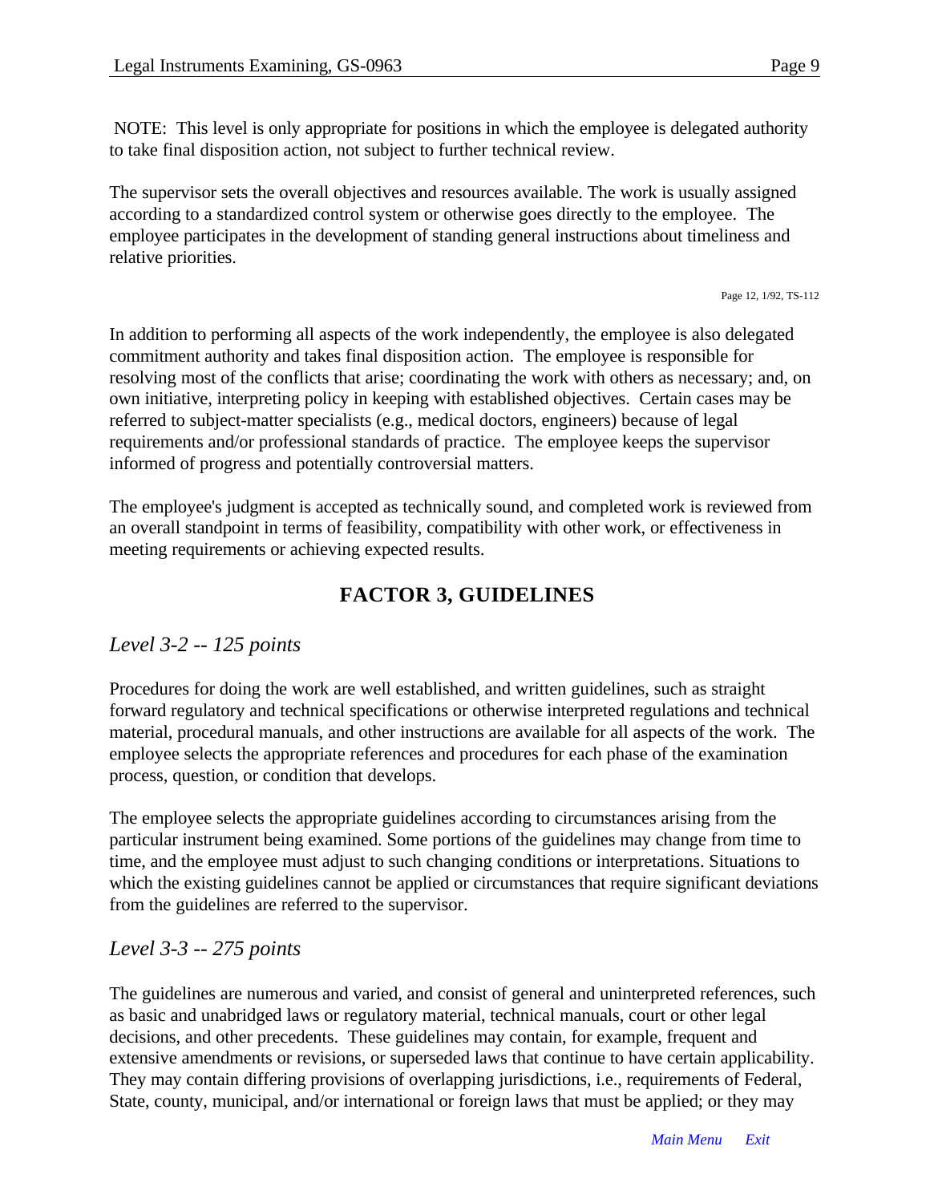NOTE: This level is only appropriate for positions in which the employee is delegated authority to take final disposition action, not subject to further technical review.

The supervisor sets the overall objectives and resources available. The work is usually assigned according to a standardized control system or otherwise goes directly to the employee. The employee participates in the development of standing general instructions about timeliness and relative priorities.

Page 12, 1/92, TS-112

In addition to performing all aspects of the work independently, the employee is also delegated commitment authority and takes final disposition action. The employee is responsible for resolving most of the conflicts that arise; coordinating the work with others as necessary; and, on own initiative, interpreting policy in keeping with established objectives. Certain cases may be referred to subject-matter specialists (e.g., medical doctors, engineers) because of legal requirements and/or professional standards of practice. The employee keeps the supervisor informed of progress and potentially controversial matters.

The employee's judgment is accepted as technically sound, and completed work is reviewed from an overall standpoint in terms of feasibility, compatibility with other work, or effectiveness in meeting requirements or achieving expected results.

## FACTOR 3, GUIDELINES

### *Level 3-2 -- 125 points*

Procedures for doing the work are well established, and written guidelines, such as straight forward regulatory and technical specifications or otherwise interpreted regulations and technical material, procedural manuals, and other instructions are available for all aspects of the work. The employee selects the appropriate references and procedures for each phase of the examination process, question, or condition that develops.

The employee selects the appropriate guidelines according to circumstances arising from the particular instrument being examined. Some portions of the guidelines may change from time to time, and the employee must adjust to such changing conditions or interpretations. Situations to which the existing guidelines cannot be applied or circumstances that require significant deviations from the guidelines are referred to the supervisor.

### *Level 3-3 -- 275 points*

The guidelines are numerous and varied, and consist of general and uninterpreted references, such as basic and unabridged laws or regulatory material, technical manuals, court or other legal decisions, and other precedents. These guidelines may contain, for example, frequent and extensive amendments or revisions, or superseded laws that continue to have certain applicability. They may contain differing provisions of overlapping jurisdictions, i.e., requirements of Federal, State, county, municipal, and/or international or foreign laws that must be applied; or they may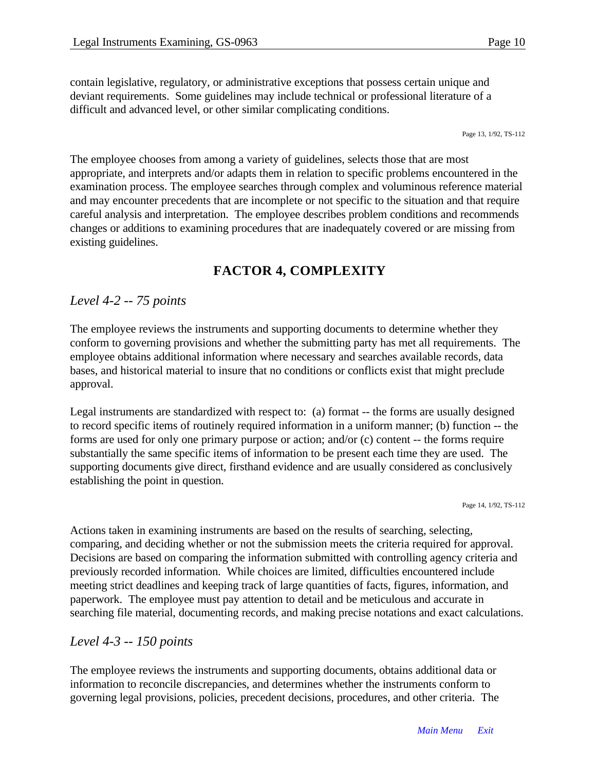contain legislative, regulatory, or administrative exceptions that possess certain unique and deviant requirements. Some guidelines may include technical or professional literature of a difficult and advanced level, or other similar complicating conditions.

Page 13, 1/92, TS-112

The employee chooses from among a variety of guidelines, selects those that are most appropriate, and interprets and/or adapts them in relation to specific problems encountered in the examination process. The employee searches through complex and voluminous reference material and may encounter precedents that are incomplete or not specific to the situation and that require careful analysis and interpretation. The employee describes problem conditions and recommends changes or additions to examining procedures that are inadequately covered or are missing from existing guidelines.

## FACTOR 4, COMPLEXITY

### *Level 4-2 -- 75 points*

The employee reviews the instruments and supporting documents to determine whether they conform to governing provisions and whether the submitting party has met all requirements. The employee obtains additional information where necessary and searches available records, data bases, and historical material to insure that no conditions or conflicts exist that might preclude approval.

Legal instruments are standardized with respect to: (a) format -- the forms are usually designed to record specific items of routinely required information in a uniform manner; (b) function -- the forms are used for only one primary purpose or action; and/or (c) content -- the forms require substantially the same specific items of information to be present each time they are used. The supporting documents give direct, firsthand evidence and are usually considered as conclusively establishing the point in question.

Page 14, 1/92, TS-112

Actions taken in examining instruments are based on the results of searching, selecting, comparing, and deciding whether or not the submission meets the criteria required for approval. Decisions are based on comparing the information submitted with controlling agency criteria and previously recorded information. While choices are limited, difficulties encountered include meeting strict deadlines and keeping track of large quantities of facts, figures, information, and paperwork. The employee must pay attention to detail and be meticulous and accurate in searching file material, documenting records, and making precise notations and exact calculations.

### *Level 4-3 -- 150 points*

The employee reviews the instruments and supporting documents, obtains additional data or information to reconcile discrepancies, and determines whether the instruments conform to governing legal provisions, policies, precedent decisions, procedures, and other criteria. The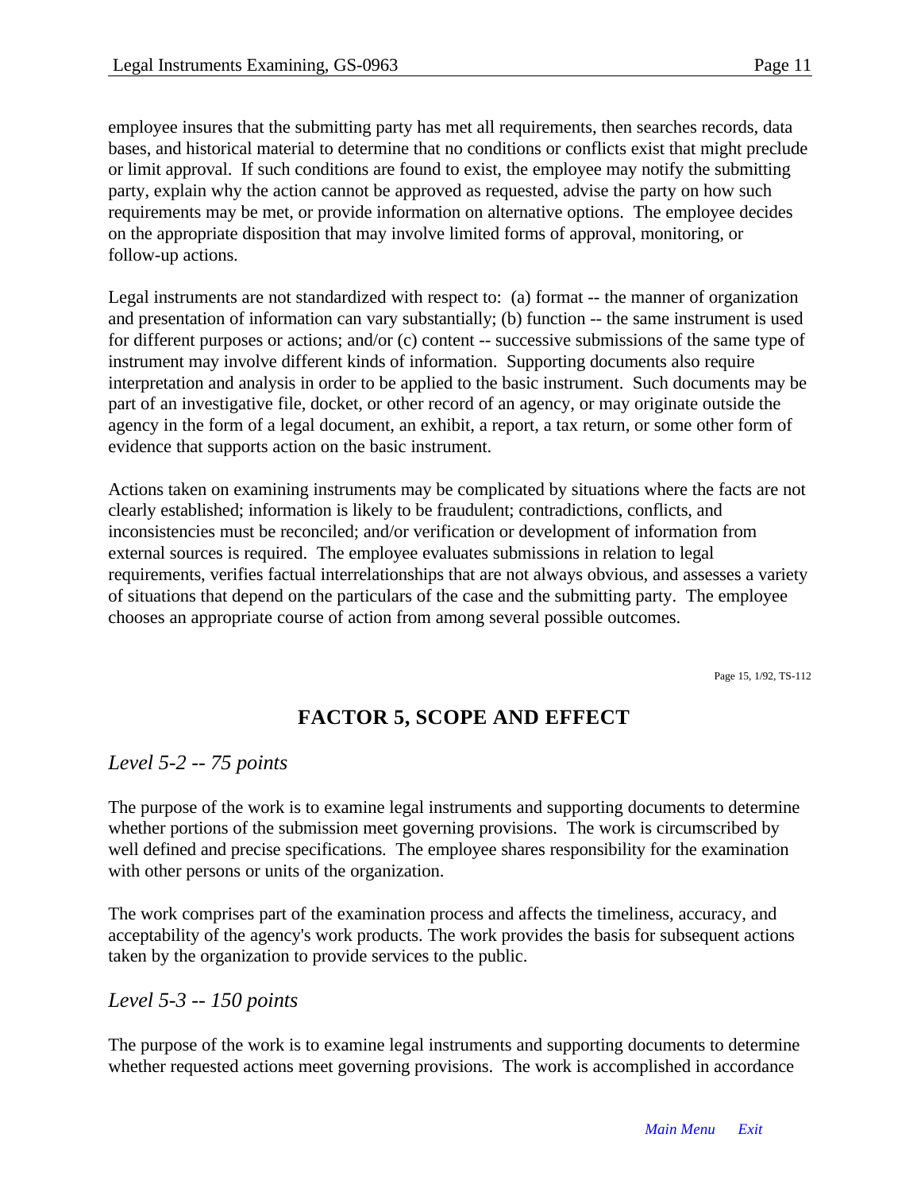employee insures that the submitting party has met all requirements, then searches records, data bases, and historical material to determine that no conditions or conflicts exist that might preclude or limit approval. If such conditions are found to exist, the employee may notify the submitting party, explain why the action cannot be approved as requested, advise the party on how such requirements may be met, or provide information on alternative options. The employee decides on the appropriate disposition that may involve limited forms of approval, monitoring, or follow-up actions.

Legal instruments are not standardized with respect to: (a) format -- the manner of organization and presentation of information can vary substantially; (b) function -- the same instrument is used for different purposes or actions; and/or (c) content -- successive submissions of the same type of instrument may involve different kinds of information. Supporting documents also require interpretation and analysis in order to be applied to the basic instrument. Such documents may be part of an investigative file, docket, or other record of an agency, or may originate outside the agency in the form of a legal document, an exhibit, a report, a tax return, or some other form of evidence that supports action on the basic instrument.

Actions taken on examining instruments may be complicated by situations where the facts are not clearly established; information is likely to be fraudulent; contradictions, conflicts, and inconsistencies must be reconciled; and/or verification or development of information from external sources is required. The employee evaluates submissions in relation to legal requirements, verifies factual interrelationships that are not always obvious, and assesses a variety of situations that depend on the particulars of the case and the submitting party. The employee chooses an appropriate course of action from among several possible outcomes.

Page 15, 1/92, TS-112

## FACTOR 5, SCOPE AND EFFECT

### *Level 5-2 -- 75 points*

The purpose of the work is to examine legal instruments and supporting documents to determine whether portions of the submission meet governing provisions. The work is circumscribed by well defined and precise specifications. The employee shares responsibility for the examination with other persons or units of the organization.

The work comprises part of the examination process and affects the timeliness, accuracy, and acceptability of the agency's work products. The work provides the basis for subsequent actions taken by the organization to provide services to the public.

### *Level 5-3 -- 150 points*

The purpose of the work is to examine legal instruments and supporting documents to determine whether requested actions meet governing provisions. The work is accomplished in accordance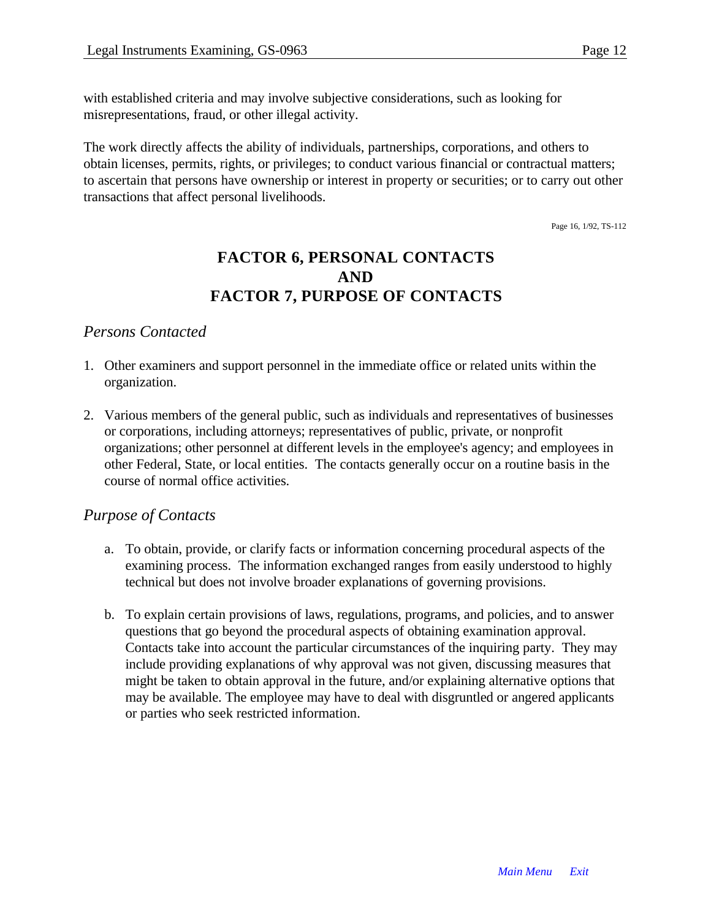with established criteria and may involve subjective considerations, such as looking for misrepresentations, fraud, or other illegal activity.

The work directly affects the ability of individuals, partnerships, corporations, and others to obtain licenses, permits, rights, or privileges; to conduct various financial or contractual matters; to ascertain that persons have ownership or interest in property or securities; or to carry out other transactions that affect personal livelihoods.

Page 16, 1/92, TS-112

## FACTOR 6, PERSONAL CONTACTS AND FACTOR 7, PURPOSE OF CONTACTS

### *Persons Contacted*

1. Other examiners and support personnel in the immediate office or related units within the organization.

2. Various members of the general public, such as individuals and representatives of businesses or corporations, including attorneys; representatives of public, private, or nonprofit organizations; other personnel at different levels in the employee's agency; and employees in other Federal, State, or local entities. The contacts generally occur on a routine basis in the course of normal office activities.

### *Purpose of Contacts*

a. To obtain, provide, or clarify facts or information concerning procedural aspects of the examining process. The information exchanged ranges from easily understood to highly technical but does not involve broader explanations of governing provisions.

b. To explain certain provisions of laws, regulations, programs, and policies, and to answer questions that go beyond the procedural aspects of obtaining examination approval. Contacts take into account the particular circumstances of the inquiring party. They may include providing explanations of why approval was not given, discussing measures that might be taken to obtain approval in the future, and/or explaining alternative options that may be available. The employee may have to deal with disgruntled or angered applicants or parties who seek restricted information.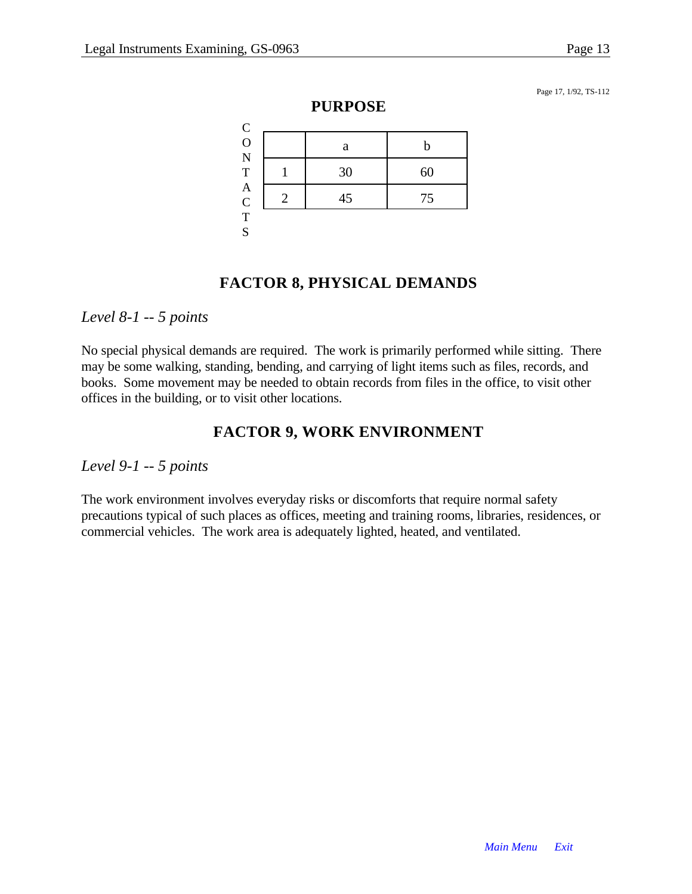Page 17, 1/92, TS-112

**PURPOSE**

| CONTACTS | a | b |
|---|---|---|
| 1 | 30 | 60 |
| 2 | 45 | 75 |

## FACTOR 8, PHYSICAL DEMANDS

*Level 8-1 -- 5 points*

No special physical demands are required. The work is primarily performed while sitting. There may be some walking, standing, bending, and carrying of light items such as files, records, and books. Some movement may be needed to obtain records from files in the office, to visit other offices in the building, or to visit other locations.

## FACTOR 9, WORK ENVIRONMENT

*Level 9-1 -- 5 points*

The work environment involves everyday risks or discomforts that require normal safety precautions typical of such places as offices, meeting and training rooms, libraries, residences, or commercial vehicles. The work area is adequately lighted, heated, and ventilated.